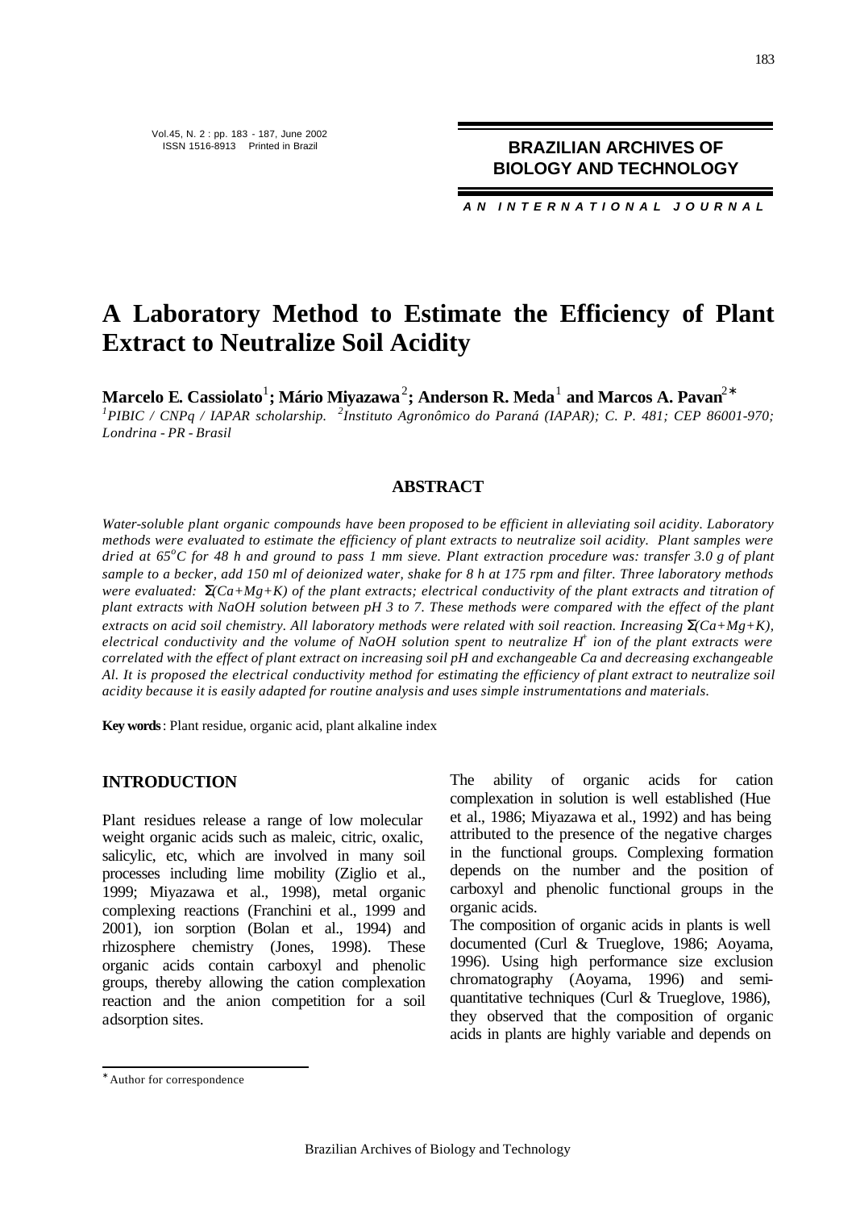# A Laboratory Method to Estimate the Efficiency of Plant Extract to Neutralize Soil Acidity

**Marcelo E. Cassiolato[1]; Mário Miyazawa[2]; Anderson R. Meda[1] and Marcos A. Pavan[2]***

*[1]PIBIC / CNPq / IAPAR scholarship. [2]Instituto Agronômico do Paraná (IAPAR); C. P. 481; CEP 86001-970; Londrina - PR - Brasil*

## ABSTRACT

*Water-soluble plant organic compounds have been proposed to be efficient in alleviating soil acidity. Laboratory methods were evaluated to estimate the efficiency of plant extracts to neutralize soil acidity. Plant samples were dried at 65°C for 48 h and ground to pass 1 mm sieve. Plant extraction procedure was: transfer 3.0 g of plant sample to a becker, add 150 ml of deionized water, shake for 8 h at 175 rpm and filter. Three laboratory methods were evaluated: Σ(Ca+Mg+K) of the plant extracts; electrical conductivity of the plant extracts and titration of plant extracts with NaOH solution between pH 3 to 7. These methods were compared with the effect of the plant extracts on acid soil chemistry. All laboratory methods were related with soil reaction. Increasing Σ(Ca+Mg+K), electrical conductivity and the volume of NaOH solution spent to neutralize $H^+$ ion of the plant extracts were correlated with the effect of plant extract on increasing soil pH and exchangeable Ca and decreasing exchangeable Al. It is proposed the electrical conductivity method for estimating the efficiency of plant extract to neutralize soil acidity because it is easily adapted for routine analysis and uses simple instrumentations and materials.*

**Key words**: Plant residue, organic acid, plant alkaline index

## INTRODUCTION

Plant residues release a range of low molecular weight organic acids such as maleic, citric, oxalic, salicylic, etc, which are involved in many soil processes including lime mobility (Ziglio et al., 1999; Miyazawa et al., 1998), metal organic complexing reactions (Franchini et al., 1999 and 2001), ion sorption (Bolan et al., 1994) and rhizosphere chemistry (Jones, 1998). These organic acids contain carboxyl and phenolic groups, thereby allowing the cation complexation reaction and the anion competition for a soil adsorption sites.

The ability of organic acids for cation complexation in solution is well established (Hue et al., 1986; Miyazawa et al., 1992) and has being attributed to the presence of the negative charges in the functional groups. Complexing formation depends on the number and the position of carboxyl and phenolic functional groups in the organic acids.

The composition of organic acids in plants is well documented (Curl & Trueglove, 1986; Aoyama, 1996). Using high performance size exclusion chromatography (Aoyama, 1996) and semi-quantitative techniques (Curl & Trueglove, 1986), they observed that the composition of organic acids in plants are highly variable and depends on

* Author for correspondence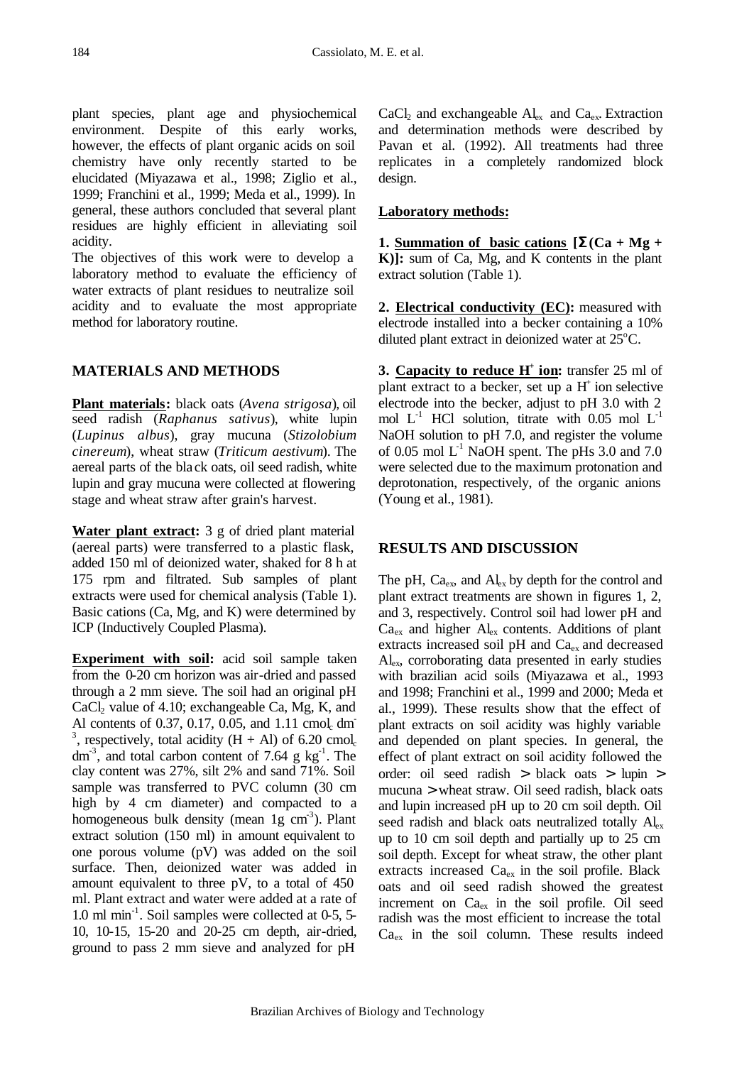plant species, plant age and physiochemical environment. Despite of this early works, however, the effects of plant organic acids on soil chemistry have only recently started to be elucidated (Miyazawa et al., 1998; Ziglio et al., 1999; Franchini et al., 1999; Meda et al., 1999). In general, these authors concluded that several plant residues are highly efficient in alleviating soil acidity.

The objectives of this work were to develop a laboratory method to evaluate the efficiency of water extracts of plant residues to neutralize soil acidity and to evaluate the most appropriate method for laboratory routine.

## MATERIALS AND METHODS

**Plant materials:** black oats (*Avena strigosa*), oil seed radish (*Raphanus sativus*), white lupin (*Lupinus albus*), gray mucuna (*Stizolobium cinereum*), wheat straw (*Triticum aestivum*). The aereal parts of the black oats, oil seed radish, white lupin and gray mucuna were collected at flowering stage and wheat straw after grain's harvest.

**Water plant extract:** 3 g of dried plant material (aereal parts) were transferred to a plastic flask, added 150 ml of deionized water, shaked for 8 h at 175 rpm and filtrated. Sub samples of plant extracts were used for chemical analysis (Table 1). Basic cations (Ca, Mg, and K) were determined by ICP (Inductively Coupled Plasma).

**Experiment with soil:** acid soil sample taken from the 0-20 cm horizon was air-dried and passed through a 2 mm sieve. The soil had an original pH $CaCl_2$ value of 4.10; exchangeable Ca, Mg, K, and Al contents of 0.37, 0.17, 0.05, and 1.11 $cmol_c\ dm^{-3}$, respectively, total acidity (H + Al) of 6.20 $cmol_c\ dm^{-3}$, and total carbon content of 7.64 $g\ kg^{-1}$. The clay content was 27%, silt 2% and sand 71%. Soil sample was transferred to PVC column (30 cm high by 4 cm diameter) and compacted to a homogeneous bulk density (mean 1g $cm^{-3}$). Plant extract solution (150 ml) in amount equivalent to one porous volume (pV) was added on the soil surface. Then, deionized water was added in amount equivalent to three pV, to a total of 450 ml. Plant extract and water were added at a rate of 1.0 ml $min^{-1}$. Soil samples were collected at 0-5, 5-10, 10-15, 15-20 and 20-25 cm depth, air-dried, ground to pass 2 mm sieve and analyzed for pH $CaCl_2$ and exchangeable $Al_{ex}$ and $Ca_{ex}$. Extraction and determination methods were described by Pavan et al. (1992). All treatments had three replicates in a completely randomized block design.

**Laboratory methods:**

**1. Summation of basic cations [$\Sigma$(Ca + Mg + K)]:** sum of Ca, Mg, and K contents in the plant extract solution (Table 1).

**2. Electrical conductivity (EC):** measured with electrode installed into a becker containing a 10% diluted plant extract in deionized water at 25°C.

**3. Capacity to reduce $H^+$ ion:** transfer 25 ml of plant extract to a becker, set up a $H^+$ ion selective electrode into the becker, adjust to pH 3.0 with 2 mol $L^{-1}$ HCl solution, titrate with 0.05 mol $L^{-1}$ NaOH solution to pH 7.0, and register the volume of 0.05 mol $L^{-1}$ NaOH spent. The pHs 3.0 and 7.0 were selected due to the maximum protonation and deprotonation, respectively, of the organic anions (Young et al., 1981).

## RESULTS AND DISCUSSION

The pH, $Ca_{ex}$, and $Al_{ex}$ by depth for the control and plant extract treatments are shown in figures 1, 2, and 3, respectively. Control soil had lower pH and $Ca_{ex}$ and higher $Al_{ex}$ contents. Additions of plant extracts increased soil pH and $Ca_{ex}$ and decreased $Al_{ex}$, corroborating data presented in early studies with brazilian acid soils (Miyazawa et al., 1993 and 1998; Franchini et al., 1999 and 2000; Meda et al., 1999). These results show that the effect of plant extracts on soil acidity was highly variable and depended on plant species. In general, the effect of plant extract on soil acidity followed the order: oil seed radish > black oats > lupin > mucuna > wheat straw. Oil seed radish, black oats and lupin increased pH up to 20 cm soil depth. Oil seed radish and black oats neutralized totally $Al_{ex}$ up to 10 cm soil depth and partially up to 25 cm soil depth. Except for wheat straw, the other plant extracts increased $Ca_{ex}$ in the soil profile. Black oats and oil seed radish showed the greatest increment on $Ca_{ex}$ in the soil profile. Oil seed radish was the most efficient to increase the total $Ca_{ex}$ in the soil column. These results indeed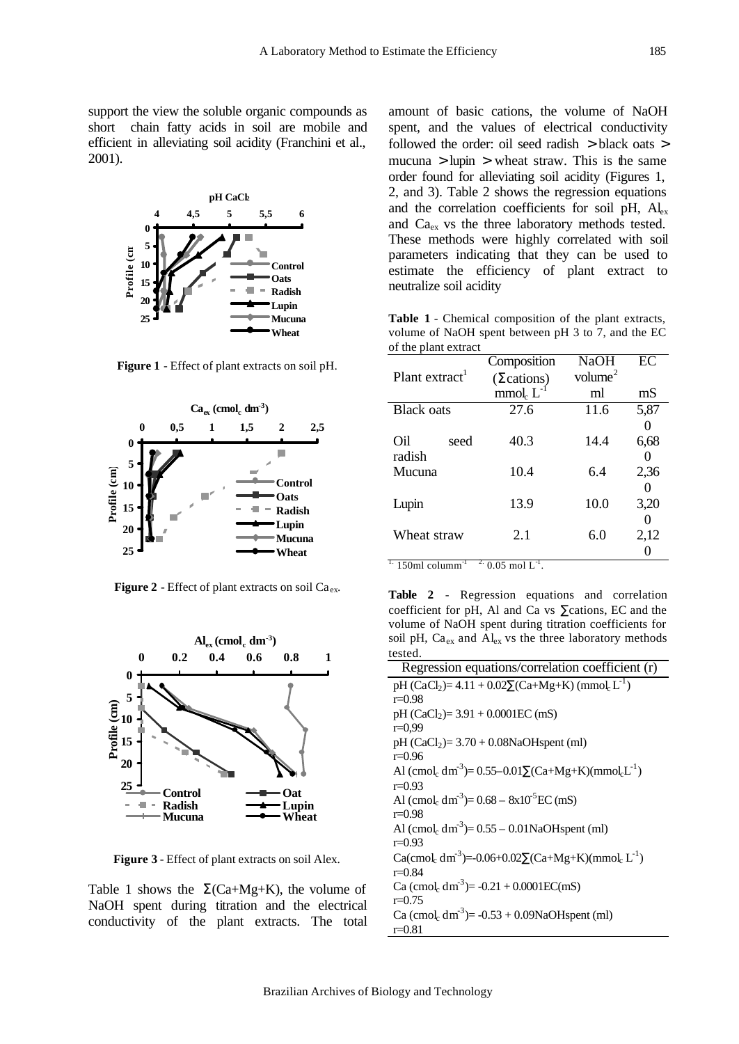support the view the soluble organic compounds as short chain fatty acids in soil are mobile and efficient in alleviating soil acidity (Franchini et al., 2001).

**Figure 1** - Effect of plant extracts on soil pH.

**Figure 2** - Effect of plant extracts on soil $Ca_{ex}$.

**Figure 3** - Effect of plant extracts on soil Alex.

Table 1 shows the Σ(Ca+Mg+K), the volume of NaOH spent during titration and the electrical conductivity of the plant extracts. The total amount of basic cations, the volume of NaOH spent, and the values of electrical conductivity followed the order: oil seed radish > black oats > mucuna > lupin > wheat straw. This is the same order found for alleviating soil acidity (Figures 1, 2, and 3). Table 2 shows the regression equations and the correlation coefficients for soil pH, $Al_{ex}$ and $Ca_{ex}$ vs the three laboratory methods tested. These methods were highly correlated with soil parameters indicating that they can be used to estimate the efficiency of plant extract to neutralize soil acidity

**Table 1** - Chemical composition of the plant extracts, volume of NaOH spent between pH 3 to 7, and the EC of the plant extract

| Plant extract[1] | Composition (Σ cations) $mmol_c L^{-1}$ | NaOH volume[2] ml | EC mS |
|---|---|---|---|
| Black oats | 27.6 | 11.6 | 5,870 |
| Oil seed radish | 40.3 | 14.4 | 6,680 |
| Mucuna | 10.4 | 6.4 | 2,360 |
| Lupin | 13.9 | 10.0 | 3,200 |
| Wheat straw | 2.1 | 6.0 | 2,120 |

[1] 150ml $columm^{-1}$ [2] 0.05 mol $L^{-1}$.

**Table 2** - Regression equations and correlation coefficient for pH, Al and Ca vs ∑cations, EC and the volume of NaOH spent during titration coefficients for soil pH, $Ca_{ex}$ and $Al_{ex}$ vs the three laboratory methods tested.

| Regression equations/correlation coefficient (r) |
|---|
| pH ($CaCl_2$)= 4.11 + 0.02∑(Ca+Mg+K) ($mmol_c L^{-1}$) r=0.98 |
| pH ($CaCl_2$)= 3.91 + 0.0001EC (mS) r=0,99 |
| pH ($CaCl_2$)= 3.70 + 0.08NaOHspent (ml) r=0.96 |
| Al ($cmol_c dm^{-3}$)= 0.55–0.01∑(Ca+Mg+K)($mmol_c L^{-1}$) r=0.93 |
| Al ($cmol_c dm^{-3}$)= 0.68 – $8x10^{-5}$EC (mS) r=0.98 |
| Al ($cmol_c dm^{-3}$)= 0.55 – 0.01NaOHspent (ml) r=0.93 |
| Ca($cmol_c dm^{-3}$)=-0.06+0.02∑(Ca+Mg+K)($mmol_c L^{-1}$) r=0.84 |
| Ca ($cmol_c dm^{-3}$)= -0.21 + 0.0001EC(mS) r=0.75 |
| Ca ($cmol_c dm^{-3}$)= -0.53 + 0.09NaOHspent (ml) r=0.81 |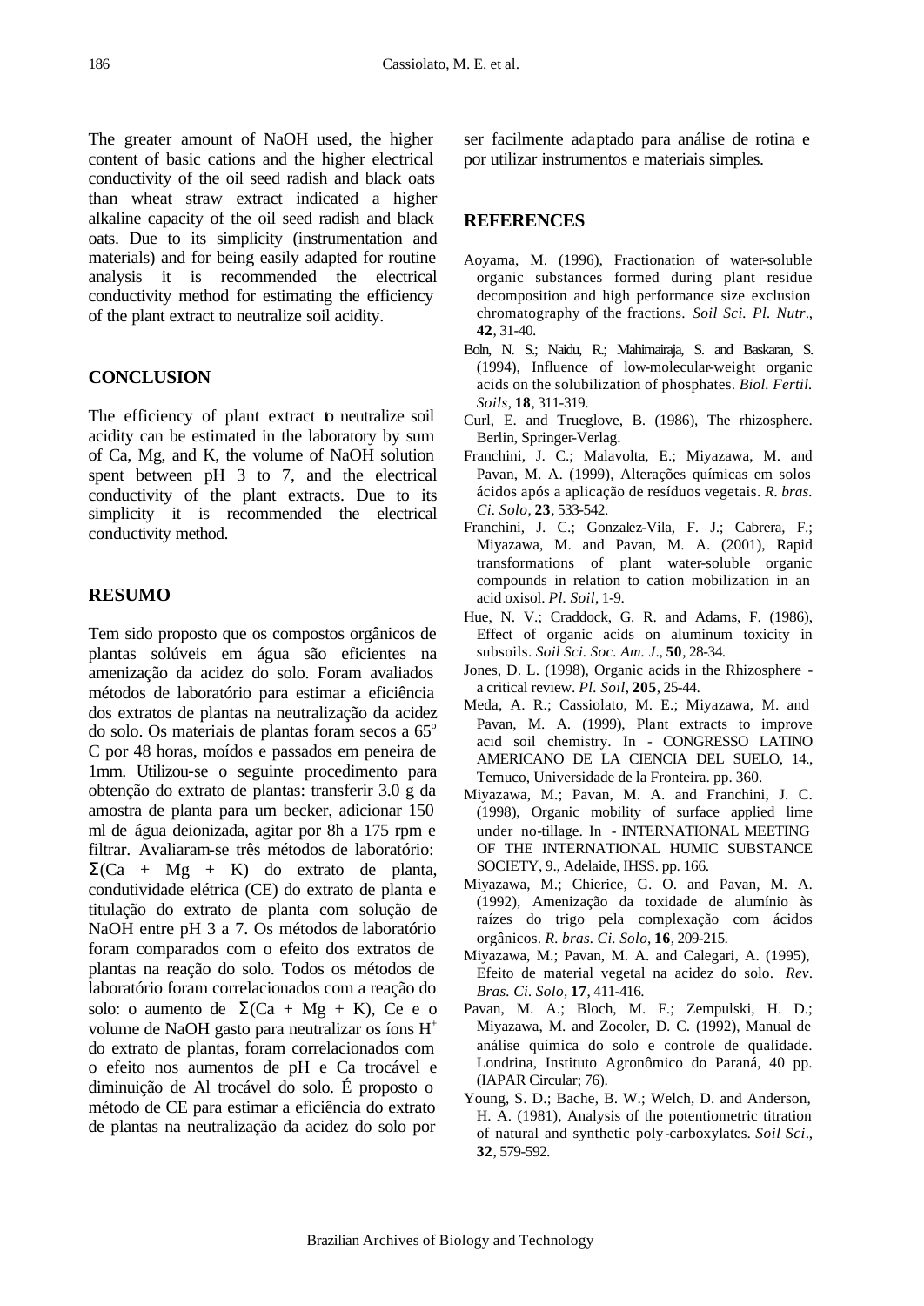The greater amount of NaOH used, the higher content of basic cations and the higher electrical conductivity of the oil seed radish and black oats than wheat straw extract indicated a higher alkaline capacity of the oil seed radish and black oats. Due to its simplicity (instrumentation and materials) and for being easily adapted for routine analysis it is recommended the electrical conductivity method for estimating the efficiency of the plant extract to neutralize soil acidity.

## CONCLUSION

The efficiency of plant extract to neutralize soil acidity can be estimated in the laboratory by sum of Ca, Mg, and K, the volume of NaOH solution spent between pH 3 to 7, and the electrical conductivity of the plant extracts. Due to its simplicity it is recommended the electrical conductivity method.

## RESUMO

Tem sido proposto que os compostos orgânicos de plantas solúveis em água são eficientes na amenização da acidez do solo. Foram avaliados métodos de laboratório para estimar a eficiência dos extratos de plantas na neutralização da acidez do solo. Os materiais de plantas foram secos a 65$^o$ C por 48 horas, moídos e passados em peneira de 1mm. Utilizou-se o seguinte procedimento para obtenção do extrato de plantas: transferir 3.0 g da amostra de planta para um becker, adicionar 150 ml de água deionizada, agitar por 8h a 175 rpm e filtrar. Avaliaram-se três métodos de laboratório: $\Sigma$(Ca + Mg + K) do extrato de planta, condutividade elétrica (CE) do extrato de planta e titulação do extrato de planta com solução de NaOH entre pH 3 a 7. Os métodos de laboratório foram comparados com o efeito dos extratos de plantas na reação do solo. Todos os métodos de laboratório foram correlacionados com a reação do solo: o aumento de $\Sigma$(Ca + Mg + K), Ce e o volume de NaOH gasto para neutralizar os íons $H^+$ do extrato de plantas, foram correlacionados com o efeito nos aumentos de pH e Ca trocável e diminuição de Al trocável do solo. É proposto o método de CE para estimar a eficiência do extrato de plantas na neutralização da acidez do solo por ser facilmente adaptado para análise de rotina e por utilizar instrumentos e materiais simples.

## REFERENCES

Aoyama, M. (1996), Fractionation of water-soluble organic substances formed during plant residue decomposition and high performance size exclusion chromatography of the fractions. *Soil Sci. Pl. Nutr*., **42**, 31-40.

Boln, N. S.; Naidu, R.; Mahimairaja, S. and Baskaran, S. (1994), Influence of low-molecular-weight organic acids on the solubilization of phosphates. *Biol. Fertil. Soils*, **18**, 311-319.

Curl, E. and Trueglove, B. (1986), The rhizosphere. Berlin, Springer-Verlag.

Franchini, J. C.; Malavolta, E.; Miyazawa, M. and Pavan, M. A. (1999), Alterações químicas em solos ácidos após a aplicação de resíduos vegetais. *R. bras. Ci. Solo*, **23**, 533-542.

Franchini, J. C.; Gonzalez-Vila, F. J.; Cabrera, F.; Miyazawa, M. and Pavan, M. A. (2001), Rapid transformations of plant water-soluble organic compounds in relation to cation mobilization in an acid oxisol. *Pl. Soil*, 1-9.

Hue, N. V.; Craddock, G. R. and Adams, F. (1986), Effect of organic acids on aluminum toxicity in subsoils. *Soil Sci. Soc. Am. J*., **50**, 28-34.

Jones, D. L. (1998), Organic acids in the Rhizosphere - a critical review. *Pl. Soil*, **205**, 25-44.

Meda, A. R.; Cassiolato, M. E.; Miyazawa, M. and Pavan, M. A. (1999), Plant extracts to improve acid soil chemistry. In - CONGRESSO LATINO AMERICANO DE LA CIENCIA DEL SUELO, 14., Temuco, Universidade de la Fronteira. pp. 360.

Miyazawa, M.; Pavan, M. A. and Franchini, J. C. (1998), Organic mobility of surface applied lime under no-tillage. In - INTERNATIONAL MEETING OF THE INTERNATIONAL HUMIC SUBSTANCE SOCIETY, 9., Adelaide, IHSS. pp. 166.

Miyazawa, M.; Chierice, G. O. and Pavan, M. A. (1992), Amenização da toxidade de alumínio às raízes do trigo pela complexação com ácidos orgânicos. *R. bras. Ci. Solo*, **16**, 209-215.

Miyazawa, M.; Pavan, M. A. and Calegari, A. (1995), Efeito de material vegetal na acidez do solo. *Rev. Bras. Ci. Solo*, **17**, 411-416.

Pavan, M. A.; Bloch, M. F.; Zempulski, H. D.; Miyazawa, M. and Zocoler, D. C. (1992), Manual de análise química do solo e controle de qualidade. Londrina, Instituto Agronômico do Paraná, 40 pp. (IAPAR Circular; 76).

Young, S. D.; Bache, B. W.; Welch, D. and Anderson, H. A. (1981), Analysis of the potentiometric titration of natural and synthetic poly-carboxylates. *Soil Sci*., **32**, 579-592.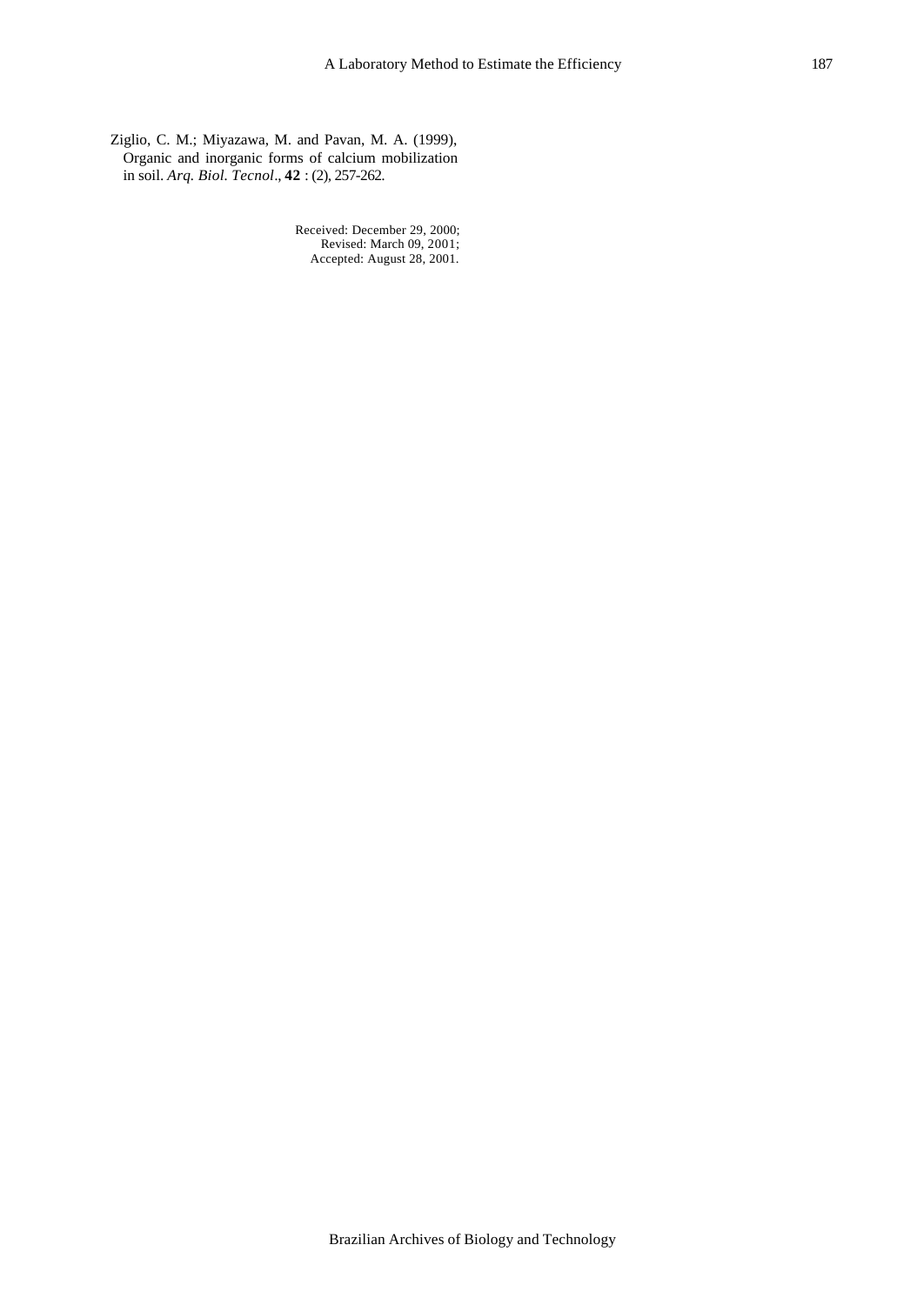Ziglio, C. M.; Miyazawa, M. and Pavan, M. A. (1999), Organic and inorganic forms of calcium mobilization in soil. *Arq. Biol. Tecnol*., **42** : (2), 257-262.

Received: December 29, 2000;  
Revised: March 09, 2001;  
Accepted: August 28, 2001.